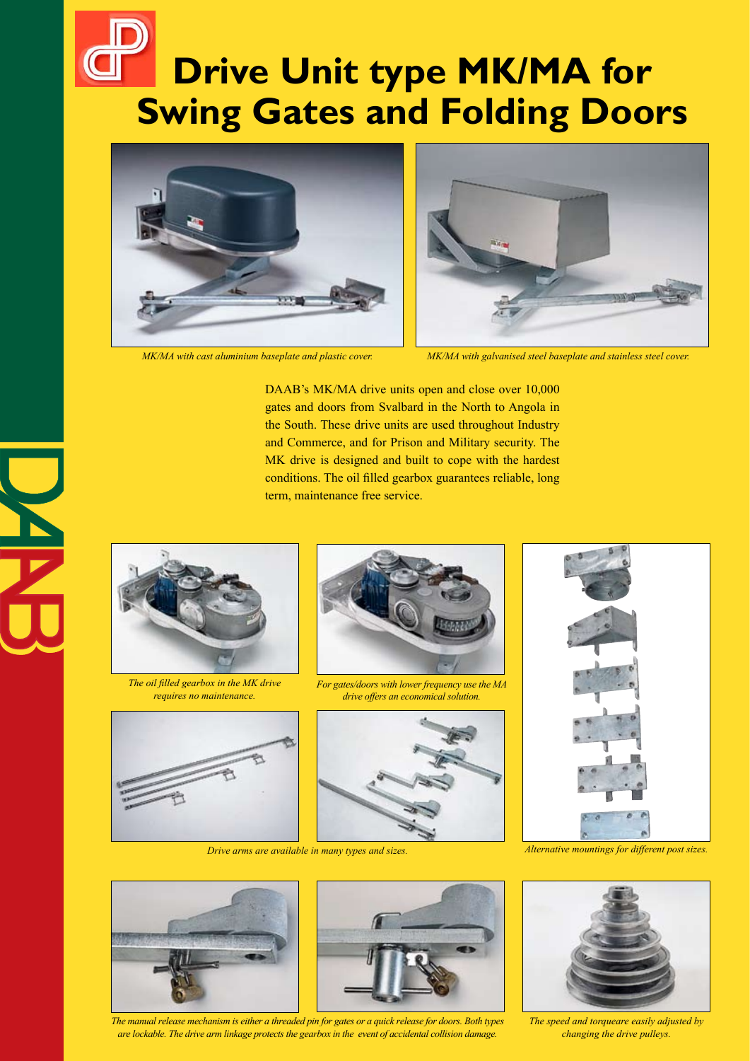# Drive Unit type MK/MA for Swing Gates and Folding Doors

*MK/MA with cast aluminium baseplate and plastic cover.*

*MK/MA with galvanised steel baseplate and stainless steel cover.*

DAAB's MK/MA drive units open and close over 10,000 gates and doors from Svalbard in the North to Angola in the South. These drive units are used throughout Industry and Commerce, and for Prison and Military security. The MK drive is designed and built to cope with the hardest conditions. The oil filled gearbox guarantees reliable, long term, maintenance free service.

*The oil filled gearbox in the MK drive requires no maintenance.*

*For gates/doors with lower frequency use the MA drive offers an economical solution.*

*Drive arms are available in many types and sizes.*

*Alternative mountings for different post sizes.*

*The manual release mechanism is either a threaded pin for gates or a quick release for doors. Both types are lockable. The drive arm linkage protects the gearbox in the event of accidental collision damage.*

*The speed and torqueare easily adjusted by changing the drive pulleys.*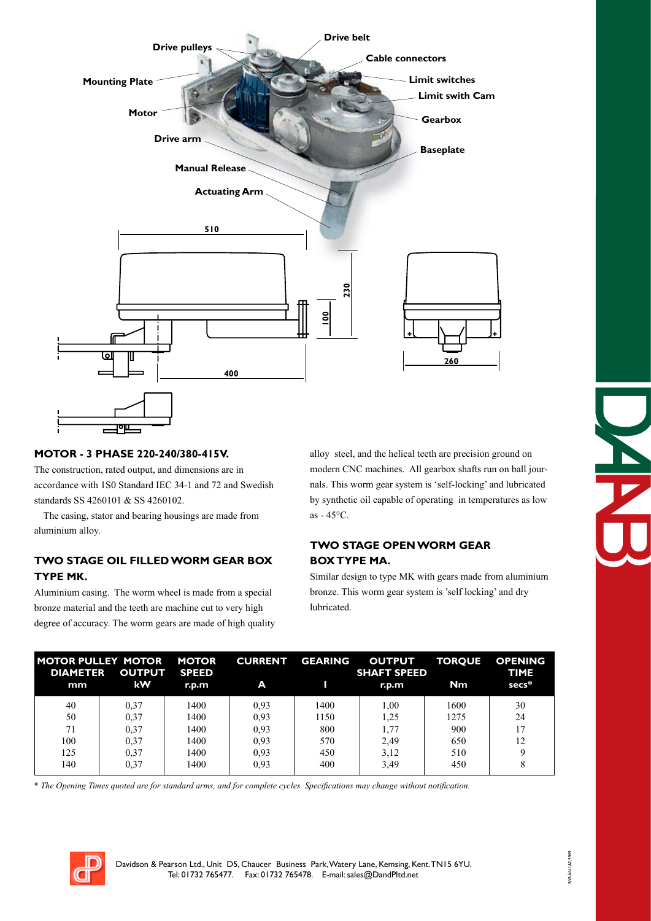Drive pulleys
Drive belt
Cable connectors
Mounting Plate
Limit switches
Limit swith Cam
Motor
Gearbox
Drive arm
Baseplate
Manual Release
Actuating Arm

510
230
100
400
260

### MOTOR - 3 PHASE 220-240/380-415V.

The construction, rated output, and dimensions are in accordance with 1S0 Standard IEC 34-1 and 72 and Swedish standards SS 4260101 & SS 4260102.

The casing, stator and bearing housings are made from aluminium alloy.

### TWO STAGE OIL FILLED WORM GEAR BOX TYPE MK.

Aluminium casing. The worm wheel is made from a special bronze material and the teeth are machine cut to very high degree of accuracy. The worm gears are made of high quality alloy steel, and the helical teeth are precision ground on modern CNC machines. All gearbox shafts run on ball journals. This worm gear system is 'self-locking' and lubricated by synthetic oil capable of operating in temperatures as low as - 45°C.

### TWO STAGE OPEN WORM GEAR BOX TYPE MA.

Similar design to type MK with gears made from aluminium bronze. This worm gear system is 'self locking' and dry lubricated.

| MOTOR PULLEY DIAMETER mm | MOTOR OUTPUT kW | MOTOR SPEED r.p.m | CURRENT A | GEARING I | OUTPUT SHAFT SPEED r.p.m | TORQUE Nm | OPENING TIME secs* |
|---|---|---|---|---|---|---|---|
| 40 | 0,37 | 1400 | 0,93 | 1400 | 1,00 | 1600 | 30 |
| 50 | 0,37 | 1400 | 0,93 | 1150 | 1,25 | 1275 | 24 |
| 71 | 0,37 | 1400 | 0,93 | 800 | 1,77 | 900 | 17 |
| 100 | 0,37 | 1400 | 0,93 | 570 | 2,49 | 650 | 12 |
| 125 | 0,37 | 1400 | 0,93 | 450 | 3,12 | 510 | 9 |
| 140 | 0,37 | 1400 | 0,93 | 400 | 3,49 | 450 | 8 |

* *The Opening Times quoted are for standard arms, and for complete cycles. Specifications may change without notification.*

Davidson & Pearson Ltd., Unit D5, Chaucer Business Park, Watery Lane, Kemsing, Kent. TN15 6YU.
Tel: 01732 765477. Fax: 01732 765478. E-mail: sales@DandPltd.net

DAB